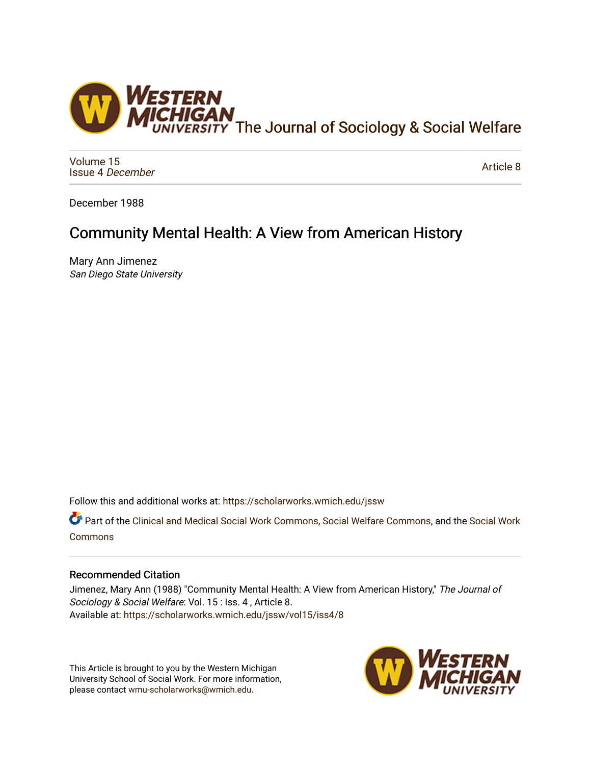The Journal of Sociology & Social Welfare

Volume 15
Issue 4 *December*

Article 8

December 1988

# Community Mental Health: A View from American History

Mary Ann Jimenez
*San Diego State University*

Follow this and additional works at: https://scholarworks.wmich.edu/jssw

Part of the Clinical and Medical Social Work Commons, Social Welfare Commons, and the Social Work Commons

## Recommended Citation

Jimenez, Mary Ann (1988) "Community Mental Health: A View from American History," *The Journal of Sociology & Social Welfare*: Vol. 15 : Iss. 4 , Article 8.
Available at: https://scholarworks.wmich.edu/jssw/vol15/iss4/8

This Article is brought to you by the Western Michigan University School of Social Work. For more information, please contact wmu-scholarworks@wmich.edu.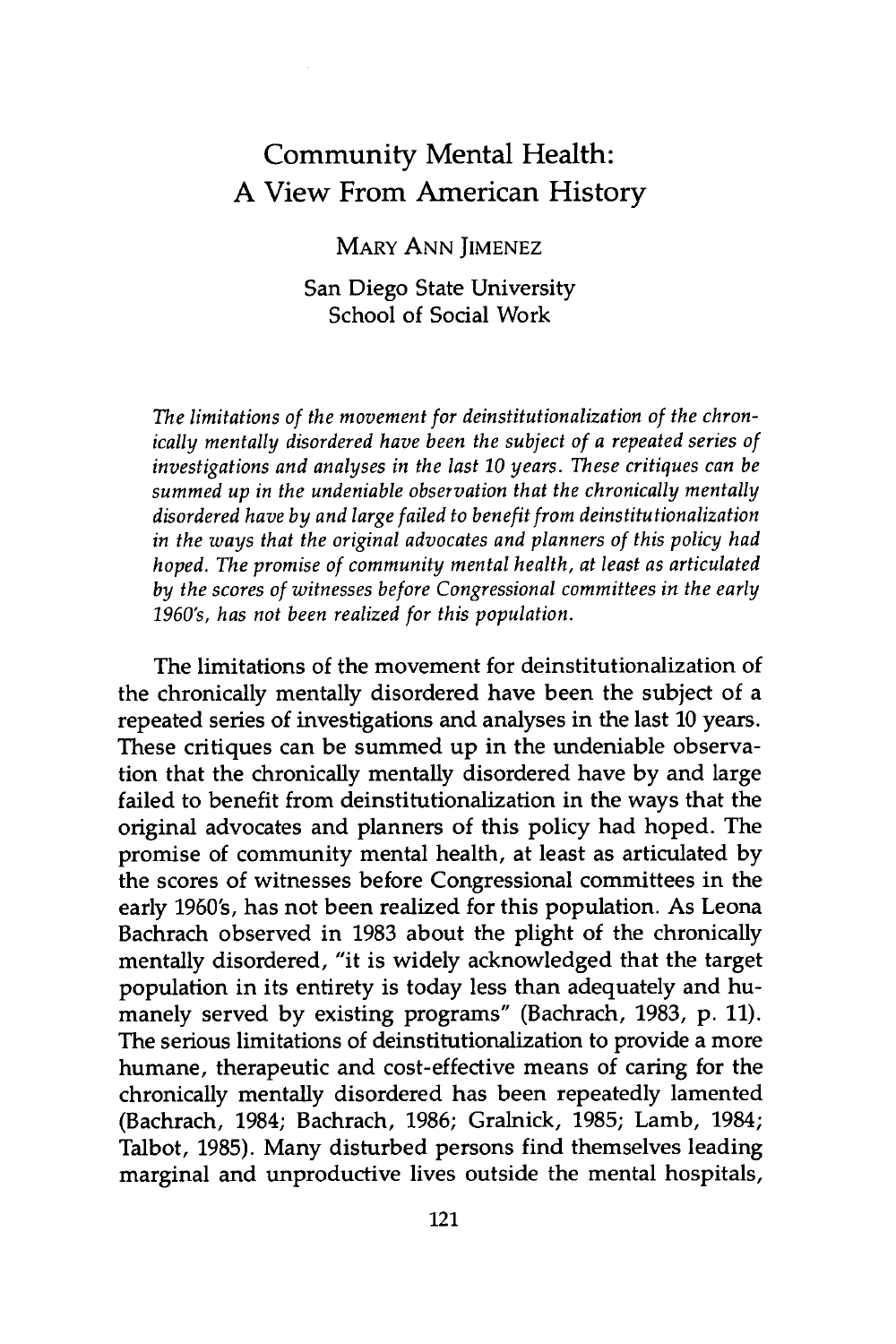# Community Mental Health: A View From American History

MARY ANN JIMENEZ

San Diego State University
School of Social Work

*The limitations of the movement for deinstitutionalization of the chronically mentally disordered have been the subject of a repeated series of investigations and analyses in the last 10 years. These critiques can be summed up in the undeniable observation that the chronically mentally disordered have by and large failed to benefit from deinstitutionalization in the ways that the original advocates and planners of this policy had hoped. The promise of community mental health, at least as articulated by the scores of witnesses before Congressional committees in the early 1960's, has not been realized for this population.*

The limitations of the movement for deinstitutionalization of the chronically mentally disordered have been the subject of a repeated series of investigations and analyses in the last 10 years. These critiques can be summed up in the undeniable observation that the chronically mentally disordered have by and large failed to benefit from deinstitutionalization in the ways that the original advocates and planners of this policy had hoped. The promise of community mental health, at least as articulated by the scores of witnesses before Congressional committees in the early 1960's, has not been realized for this population. As Leona Bachrach observed in 1983 about the plight of the chronically mentally disordered, "it is widely acknowledged that the target population in its entirety is today less than adequately and humanely served by existing programs" (Bachrach, 1983, p. 11). The serious limitations of deinstitutionalization to provide a more humane, therapeutic and cost-effective means of caring for the chronically mentally disordered has been repeatedly lamented (Bachrach, 1984; Bachrach, 1986; Gralnick, 1985; Lamb, 1984; Talbot, 1985). Many disturbed persons find themselves leading marginal and unproductive lives outside the mental hospitals,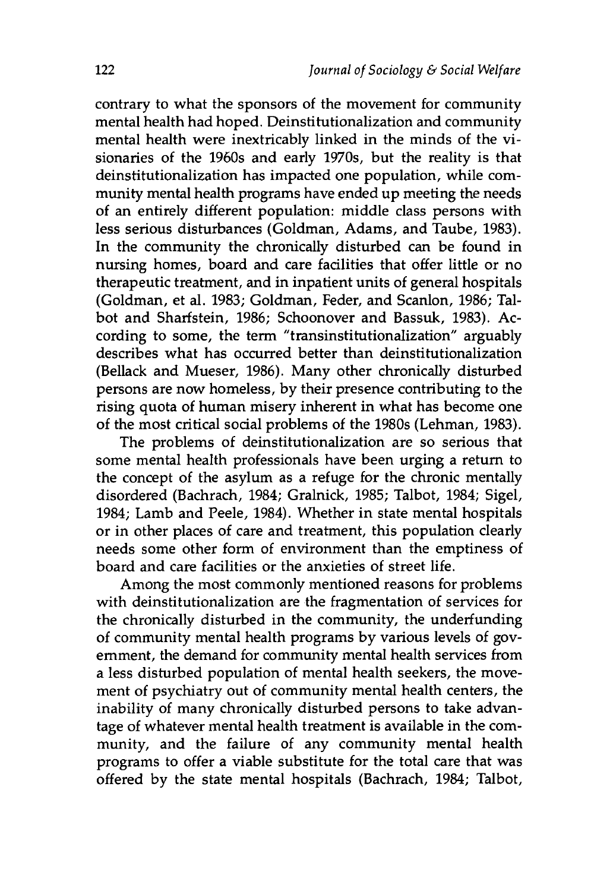contrary to what the sponsors of the movement for community mental health had hoped. Deinstitutionalization and community mental health were inextricably linked in the minds of the visionaries of the 1960s and early 1970s, but the reality is that deinstitutionalization has impacted one population, while community mental health programs have ended up meeting the needs of an entirely different population: middle class persons with less serious disturbances (Goldman, Adams, and Taube, 1983). In the community the chronically disturbed can be found in nursing homes, board and care facilities that offer little or no therapeutic treatment, and in inpatient units of general hospitals (Goldman, et al. 1983; Goldman, Feder, and Scanlon, 1986; Talbot and Sharfstein, 1986; Schoonover and Bassuk, 1983). According to some, the term "transinstitutionalization" arguably describes what has occurred better than deinstitutionalization (Bellack and Mueser, 1986). Many other chronically disturbed persons are now homeless, by their presence contributing to the rising quota of human misery inherent in what has become one of the most critical social problems of the 1980s (Lehman, 1983).

The problems of deinstitutionalization are so serious that some mental health professionals have been urging a return to the concept of the asylum as a refuge for the chronic mentally disordered (Bachrach, 1984; Gralnick, 1985; Talbot, 1984; Sigel, 1984; Lamb and Peele, 1984). Whether in state mental hospitals or in other places of care and treatment, this population clearly needs some other form of environment than the emptiness of board and care facilities or the anxieties of street life.

Among the most commonly mentioned reasons for problems with deinstitutionalization are the fragmentation of services for the chronically disturbed in the community, the underfunding of community mental health programs by various levels of government, the demand for community mental health services from a less disturbed population of mental health seekers, the movement of psychiatry out of community mental health centers, the inability of many chronically disturbed persons to take advantage of whatever mental health treatment is available in the community, and the failure of any community mental health programs to offer a viable substitute for the total care that was offered by the state mental hospitals (Bachrach, 1984; Talbot,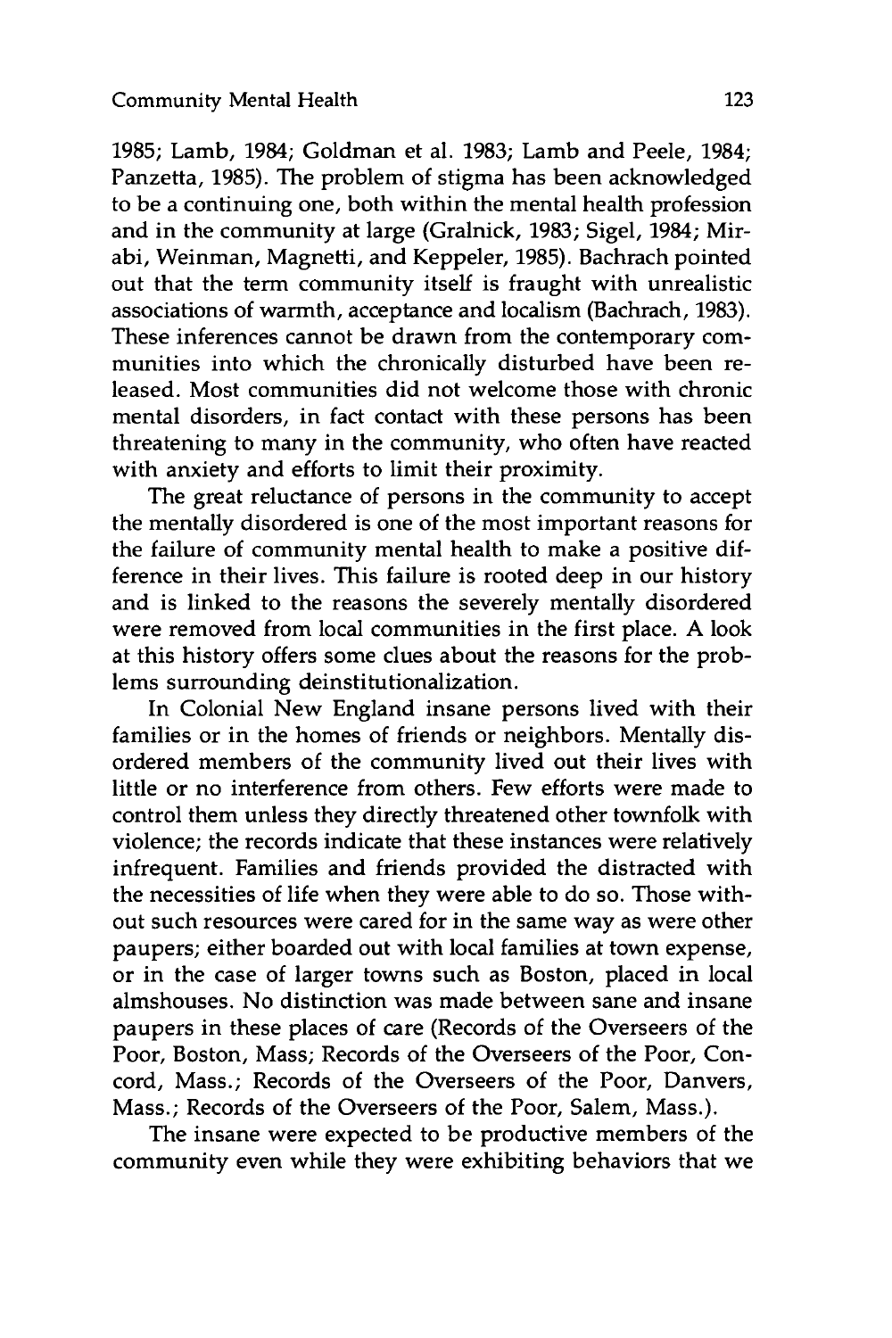1985; Lamb, 1984; Goldman et al. 1983; Lamb and Peele, 1984; Panzetta, 1985). The problem of stigma has been acknowledged to be a continuing one, both within the mental health profession and in the community at large (Gralnick, 1983; Sigel, 1984; Mirabi, Weinman, Magnetti, and Keppeler, 1985). Bachrach pointed out that the term community itself is fraught with unrealistic associations of warmth, acceptance and localism (Bachrach, 1983). These inferences cannot be drawn from the contemporary communities into which the chronically disturbed have been released. Most communities did not welcome those with chronic mental disorders, in fact contact with these persons has been threatening to many in the community, who often have reacted with anxiety and efforts to limit their proximity.

The great reluctance of persons in the community to accept the mentally disordered is one of the most important reasons for the failure of community mental health to make a positive difference in their lives. This failure is rooted deep in our history and is linked to the reasons the severely mentally disordered were removed from local communities in the first place. A look at this history offers some clues about the reasons for the problems surrounding deinstitutionalization.

In Colonial New England insane persons lived with their families or in the homes of friends or neighbors. Mentally disordered members of the community lived out their lives with little or no interference from others. Few efforts were made to control them unless they directly threatened other townfolk with violence; the records indicate that these instances were relatively infrequent. Families and friends provided the distracted with the necessities of life when they were able to do so. Those without such resources were cared for in the same way as were other paupers; either boarded out with local families at town expense, or in the case of larger towns such as Boston, placed in local almshouses. No distinction was made between sane and insane paupers in these places of care (Records of the Overseers of the Poor, Boston, Mass; Records of the Overseers of the Poor, Concord, Mass.; Records of the Overseers of the Poor, Danvers, Mass.; Records of the Overseers of the Poor, Salem, Mass.).

The insane were expected to be productive members of the community even while they were exhibiting behaviors that we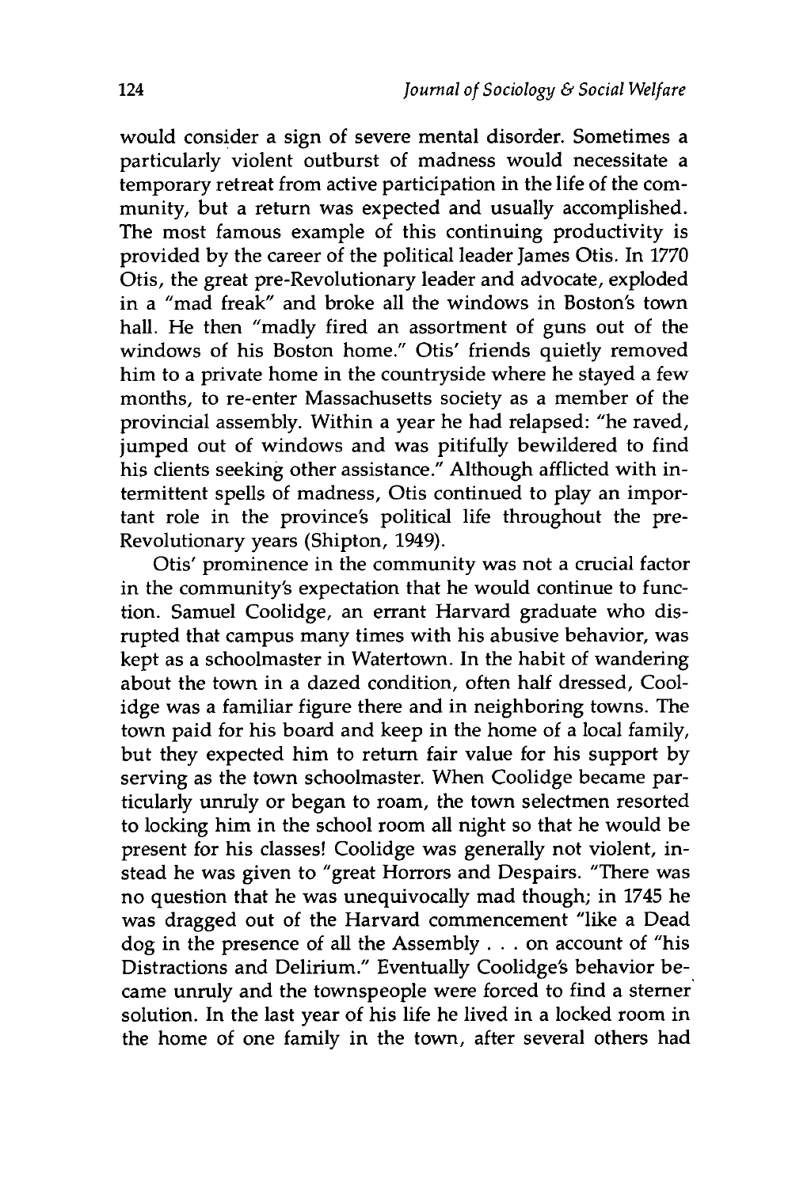would consider a sign of severe mental disorder. Sometimes a particularly violent outburst of madness would necessitate a temporary retreat from active participation in the life of the community, but a return was expected and usually accomplished. The most famous example of this continuing productivity is provided by the career of the political leader James Otis. In 1770 Otis, the great pre-Revolutionary leader and advocate, exploded in a "mad freak" and broke all the windows in Boston's town hall. He then "madly fired an assortment of guns out of the windows of his Boston home." Otis' friends quietly removed him to a private home in the countryside where he stayed a few months, to re-enter Massachusetts society as a member of the provincial assembly. Within a year he had relapsed: "he raved, jumped out of windows and was pitifully bewildered to find his clients seeking other assistance." Although afflicted with intermittent spells of madness, Otis continued to play an important role in the province's political life throughout the pre-Revolutionary years (Shipton, 1949).

Otis' prominence in the community was not a crucial factor in the community's expectation that he would continue to function. Samuel Coolidge, an errant Harvard graduate who disrupted that campus many times with his abusive behavior, was kept as a schoolmaster in Watertown. In the habit of wandering about the town in a dazed condition, often half dressed, Coolidge was a familiar figure there and in neighboring towns. The town paid for his board and keep in the home of a local family, but they expected him to return fair value for his support by serving as the town schoolmaster. When Coolidge became particularly unruly or began to roam, the town selectmen resorted to locking him in the school room all night so that he would be present for his classes! Coolidge was generally not violent, instead he was given to "great Horrors and Despairs. "There was no question that he was unequivocally mad though; in 1745 he was dragged out of the Harvard commencement "like a Dead dog in the presence of all the Assembly . . . on account of "his Distractions and Delirium." Eventually Coolidge's behavior became unruly and the townspeople were forced to find a sterner solution. In the last year of his life he lived in a locked room in the home of one family in the town, after several others had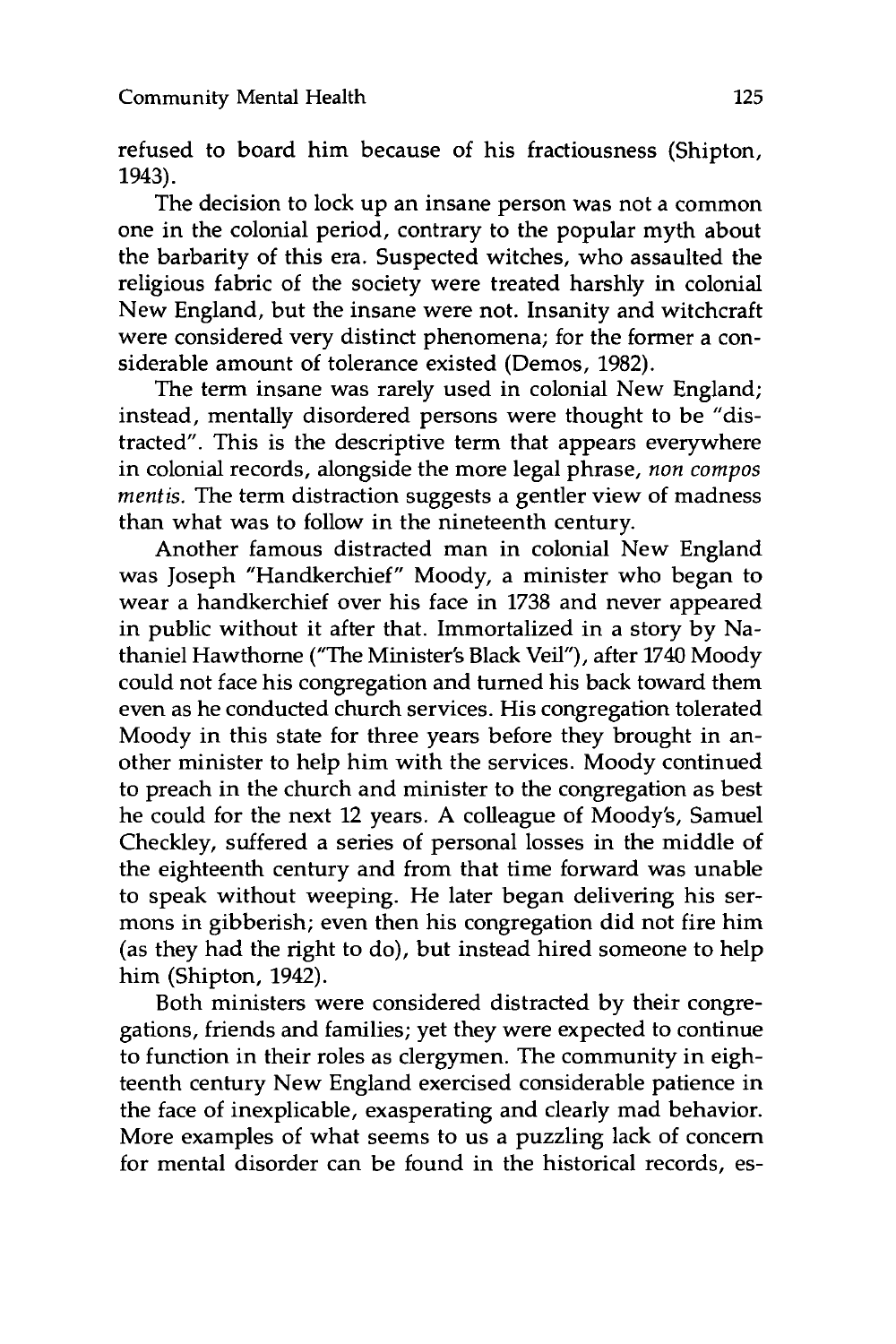refused to board him because of his fractiousness (Shipton, 1943).

The decision to lock up an insane person was not a common one in the colonial period, contrary to the popular myth about the barbarity of this era. Suspected witches, who assaulted the religious fabric of the society were treated harshly in colonial New England, but the insane were not. Insanity and witchcraft were considered very distinct phenomena; for the former a considerable amount of tolerance existed (Demos, 1982).

The term insane was rarely used in colonial New England; instead, mentally disordered persons were thought to be "distracted". This is the descriptive term that appears everywhere in colonial records, alongside the more legal phrase, *non compos mentis.* The term distraction suggests a gentler view of madness than what was to follow in the nineteenth century.

Another famous distracted man in colonial New England was Joseph "Handkerchief" Moody, a minister who began to wear a handkerchief over his face in 1738 and never appeared in public without it after that. Immortalized in a story by Nathaniel Hawthorne ("The Minister's Black Veil"), after 1740 Moody could not face his congregation and turned his back toward them even as he conducted church services. His congregation tolerated Moody in this state for three years before they brought in another minister to help him with the services. Moody continued to preach in the church and minister to the congregation as best he could for the next 12 years. A colleague of Moody's, Samuel Checkley, suffered a series of personal losses in the middle of the eighteenth century and from that time forward was unable to speak without weeping. He later began delivering his sermons in gibberish; even then his congregation did not fire him (as they had the right to do), but instead hired someone to help him (Shipton, 1942).

Both ministers were considered distracted by their congregations, friends and families; yet they were expected to continue to function in their roles as clergymen. The community in eighteenth century New England exercised considerable patience in the face of inexplicable, exasperating and clearly mad behavior. More examples of what seems to us a puzzling lack of concern for mental disorder can be found in the historical records, es-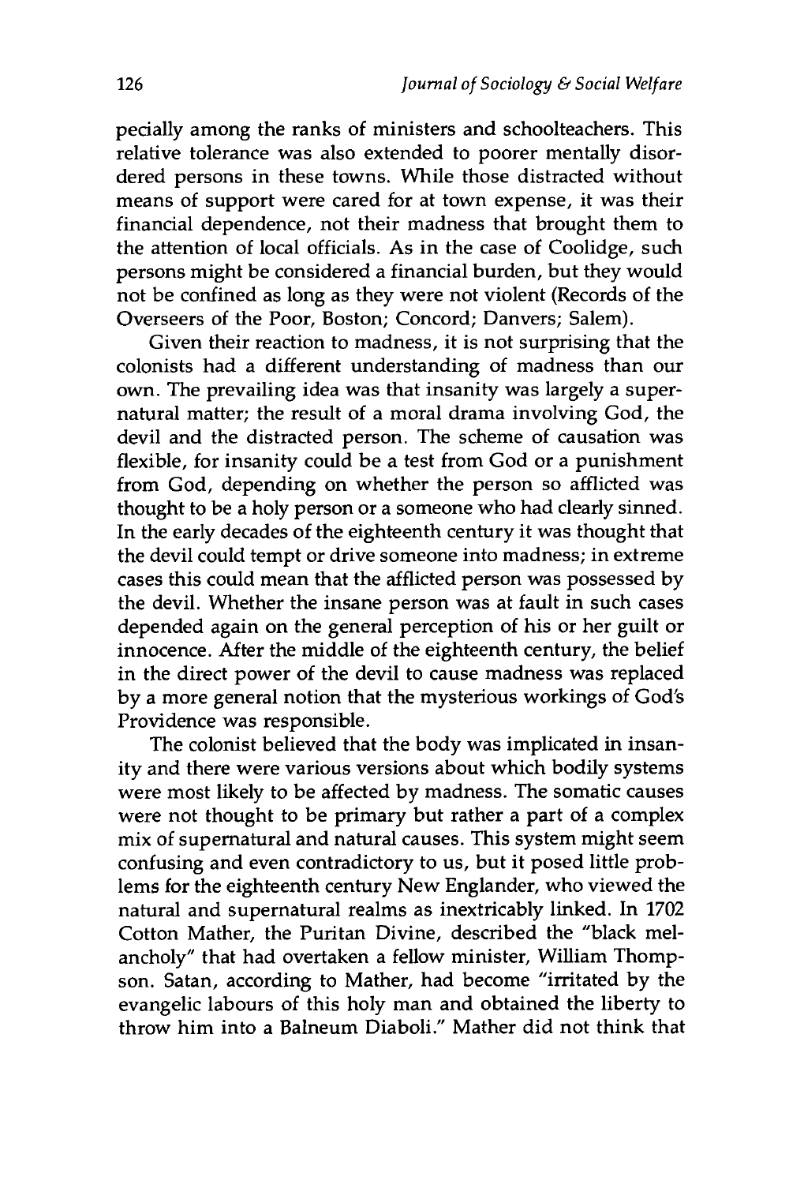pecially among the ranks of ministers and schoolteachers. This relative tolerance was also extended to poorer mentally disordered persons in these towns. While those distracted without means of support were cared for at town expense, it was their financial dependence, not their madness that brought them to the attention of local officials. As in the case of Coolidge, such persons might be considered a financial burden, but they would not be confined as long as they were not violent (Records of the Overseers of the Poor, Boston; Concord; Danvers; Salem).

Given their reaction to madness, it is not surprising that the colonists had a different understanding of madness than our own. The prevailing idea was that insanity was largely a supernatural matter; the result of a moral drama involving God, the devil and the distracted person. The scheme of causation was flexible, for insanity could be a test from God or a punishment from God, depending on whether the person so afflicted was thought to be a holy person or a someone who had clearly sinned. In the early decades of the eighteenth century it was thought that the devil could tempt or drive someone into madness; in extreme cases this could mean that the afflicted person was possessed by the devil. Whether the insane person was at fault in such cases depended again on the general perception of his or her guilt or innocence. After the middle of the eighteenth century, the belief in the direct power of the devil to cause madness was replaced by a more general notion that the mysterious workings of God's Providence was responsible.

The colonist believed that the body was implicated in insanity and there were various versions about which bodily systems were most likely to be affected by madness. The somatic causes were not thought to be primary but rather a part of a complex mix of supernatural and natural causes. This system might seem confusing and even contradictory to us, but it posed little problems for the eighteenth century New Englander, who viewed the natural and supernatural realms as inextricably linked. In 1702 Cotton Mather, the Puritan Divine, described the "black melancholy" that had overtaken a fellow minister, William Thompson. Satan, according to Mather, had become "irritated by the evangelic labours of this holy man and obtained the liberty to throw him into a Balneum Diaboli." Mather did not think that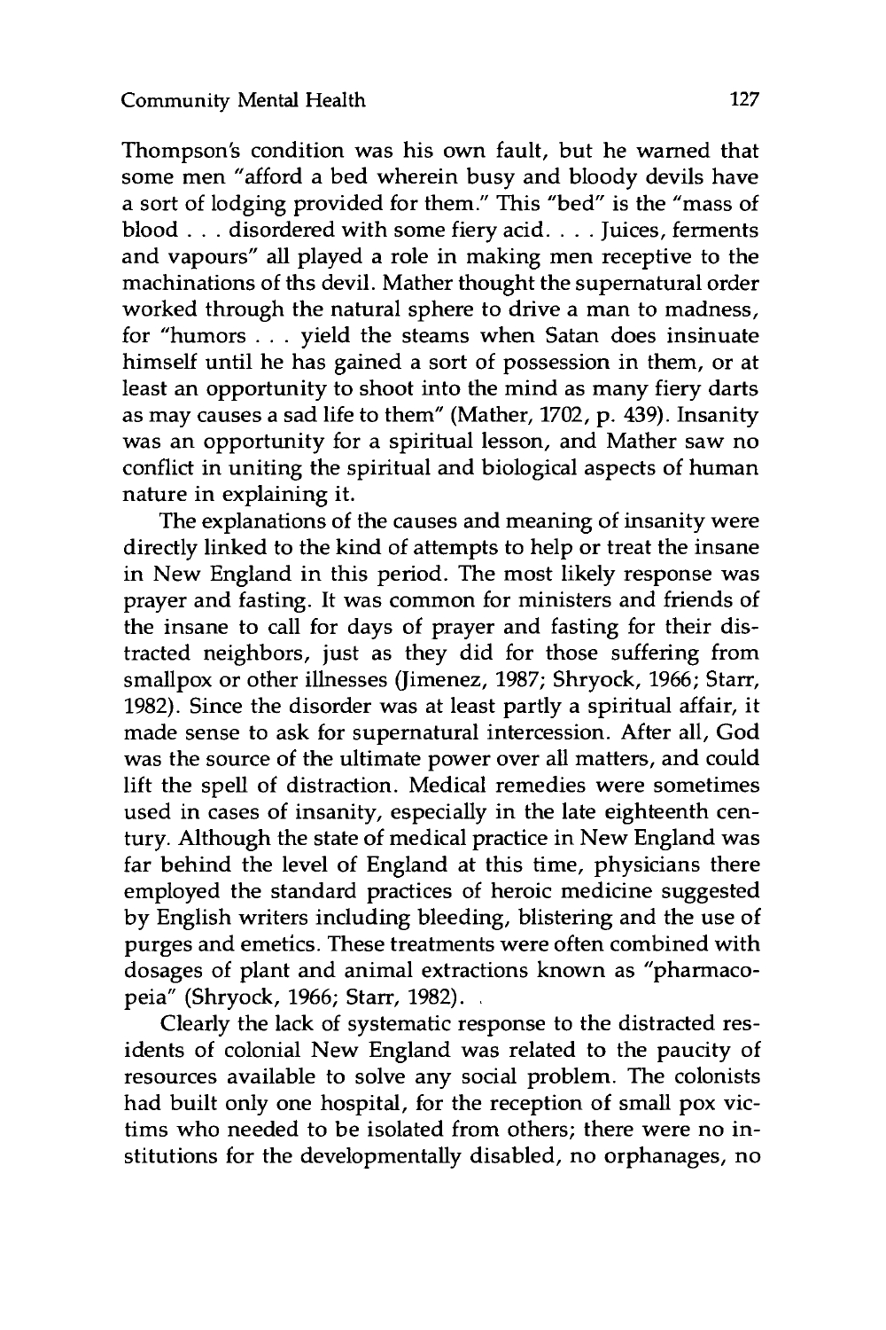Thompson's condition was his own fault, but he warned that some men "afford a bed wherein busy and bloody devils have a sort of lodging provided for them." This "bed" is the "mass of blood . . . disordered with some fiery acid. . . . Juices, ferments and vapours" all played a role in making men receptive to the machinations of ths devil. Mather thought the supernatural order worked through the natural sphere to drive a man to madness, for "humors . . . yield the steams when Satan does insinuate himself until he has gained a sort of possession in them, or at least an opportunity to shoot into the mind as many fiery darts as may causes a sad life to them" (Mather, 1702, p. 439). Insanity was an opportunity for a spiritual lesson, and Mather saw no conflict in uniting the spiritual and biological aspects of human nature in explaining it.

The explanations of the causes and meaning of insanity were directly linked to the kind of attempts to help or treat the insane in New England in this period. The most likely response was prayer and fasting. It was common for ministers and friends of the insane to call for days of prayer and fasting for their distracted neighbors, just as they did for those suffering from smallpox or other illnesses (Jimenez, 1987; Shryock, 1966; Starr, 1982). Since the disorder was at least partly a spiritual affair, it made sense to ask for supernatural intercession. After all, God was the source of the ultimate power over all matters, and could lift the spell of distraction. Medical remedies were sometimes used in cases of insanity, especially in the late eighteenth century. Although the state of medical practice in New England was far behind the level of England at this time, physicians there employed the standard practices of heroic medicine suggested by English writers including bleeding, blistering and the use of purges and emetics. These treatments were often combined with dosages of plant and animal extractions known as "pharmacopeia" (Shryock, 1966; Starr, 1982).

Clearly the lack of systematic response to the distracted residents of colonial New England was related to the paucity of resources available to solve any social problem. The colonists had built only one hospital, for the reception of small pox victims who needed to be isolated from others; there were no institutions for the developmentally disabled, no orphanages, no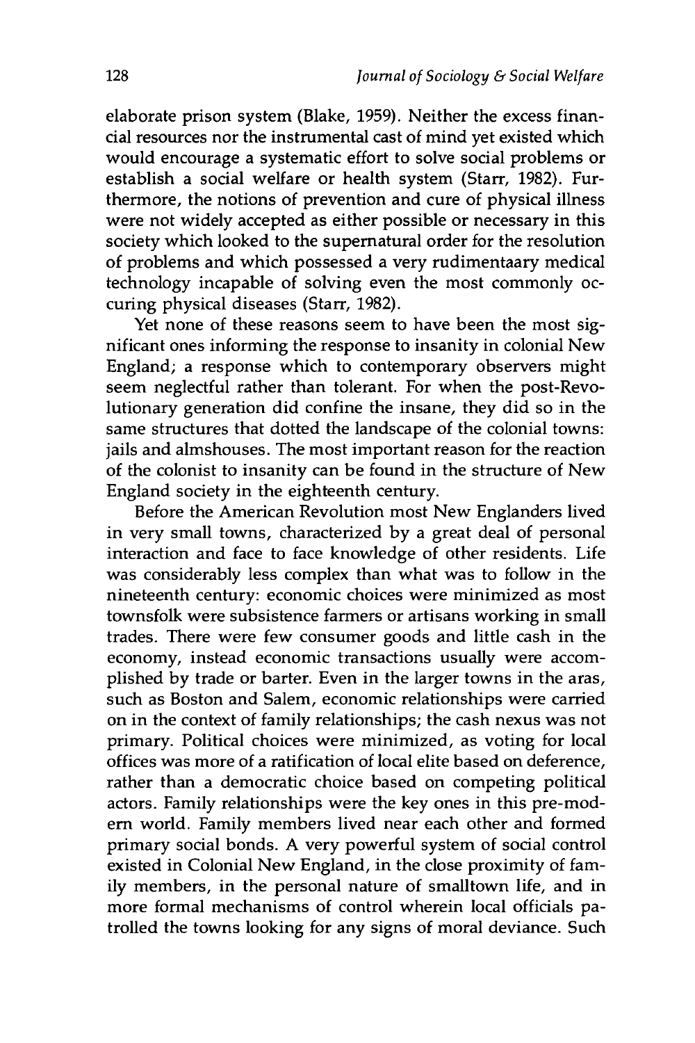elaborate prison system (Blake, 1959). Neither the excess financial resources nor the instrumental cast of mind yet existed which would encourage a systematic effort to solve social problems or establish a social welfare or health system (Starr, 1982). Furthermore, the notions of prevention and cure of physical illness were not widely accepted as either possible or necessary in this society which looked to the supernatural order for the resolution of problems and which possessed a very rudimentaary medical technology incapable of solving even the most commonly occuring physical diseases (Starr, 1982).

Yet none of these reasons seem to have been the most significant ones informing the response to insanity in colonial New England; a response which to contemporary observers might seem neglectful rather than tolerant. For when the post-Revolutionary generation did confine the insane, they did so in the same structures that dotted the landscape of the colonial towns: jails and almshouses. The most important reason for the reaction of the colonist to insanity can be found in the structure of New England society in the eighteenth century.

Before the American Revolution most New Englanders lived in very small towns, characterized by a great deal of personal interaction and face to face knowledge of other residents. Life was considerably less complex than what was to follow in the nineteenth century: economic choices were minimized as most townsfolk were subsistence farmers or artisans working in small trades. There were few consumer goods and little cash in the economy, instead economic transactions usually were accomplished by trade or barter. Even in the larger towns in the aras, such as Boston and Salem, economic relationships were carried on in the context of family relationships; the cash nexus was not primary. Political choices were minimized, as voting for local offices was more of a ratification of local elite based on deference, rather than a democratic choice based on competing political actors. Family relationships were the key ones in this pre-modern world. Family members lived near each other and formed primary social bonds. A very powerful system of social control existed in Colonial New England, in the close proximity of family members, in the personal nature of smalltown life, and in more formal mechanisms of control wherein local officials patrolled the towns looking for any signs of moral deviance. Such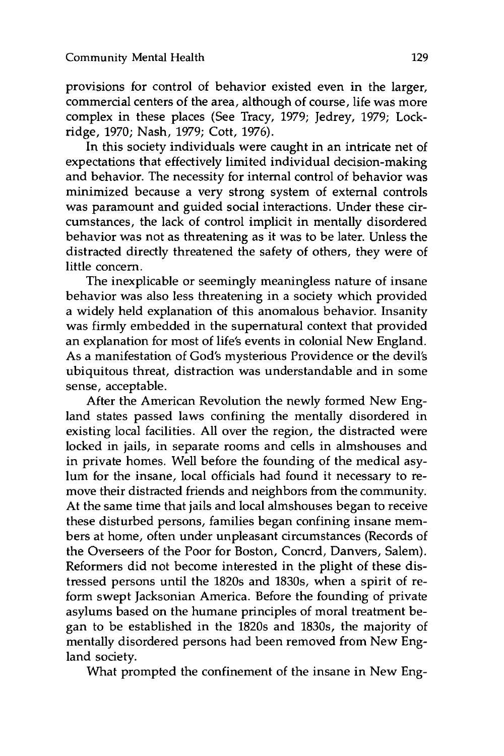provisions for control of behavior existed even in the larger, commercial centers of the area, although of course, life was more complex in these places (See Tracy, 1979; Jedrey, 1979; Lockridge, 1970; Nash, 1979; Cott, 1976).

In this society individuals were caught in an intricate net of expectations that effectively limited individual decision-making and behavior. The necessity for internal control of behavior was minimized because a very strong system of external controls was paramount and guided social interactions. Under these circumstances, the lack of control implicit in mentally disordered behavior was not as threatening as it was to be later. Unless the distracted directly threatened the safety of others, they were of little concern.

The inexplicable or seemingly meaningless nature of insane behavior was also less threatening in a society which provided a widely held explanation of this anomalous behavior. Insanity was firmly embedded in the supernatural context that provided an explanation for most of life's events in colonial New England. As a manifestation of God's mysterious Providence or the devil's ubiquitous threat, distraction was understandable and in some sense, acceptable.

After the American Revolution the newly formed New England states passed laws confining the mentally disordered in existing local facilities. All over the region, the distracted were locked in jails, in separate rooms and cells in almshouses and in private homes. Well before the founding of the medical asylum for the insane, local officials had found it necessary to remove their distracted friends and neighbors from the community. At the same time that jails and local almshouses began to receive these disturbed persons, families began confining insane members at home, often under unpleasant circumstances (Records of the Overseers of the Poor for Boston, Concrd, Danvers, Salem). Reformers did not become interested in the plight of these distressed persons until the 1820s and 1830s, when a spirit of reform swept Jacksonian America. Before the founding of private asylums based on the humane principles of moral treatment began to be established in the 1820s and 1830s, the majority of mentally disordered persons had been removed from New England society.

What prompted the confinement of the insane in New Eng-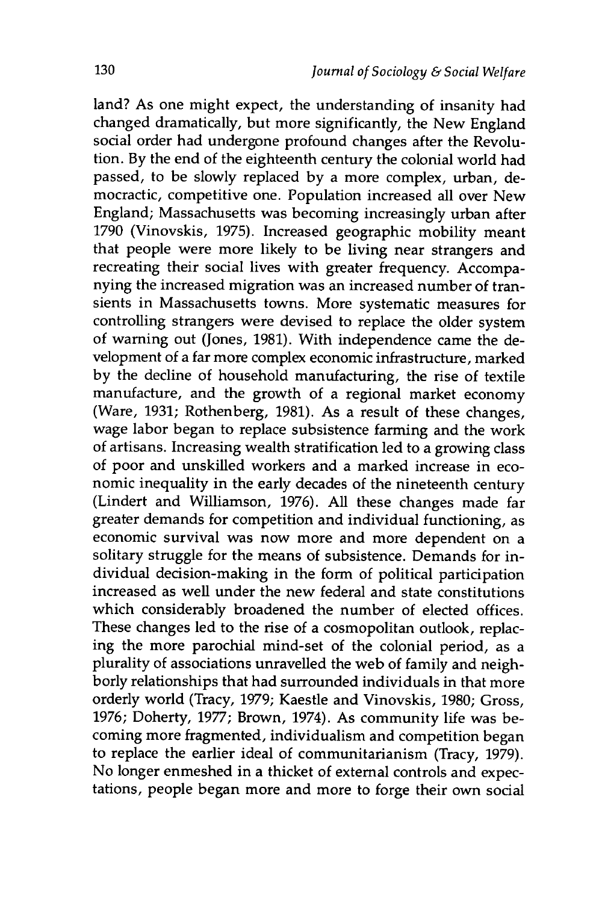land? As one might expect, the understanding of insanity had changed dramatically, but more significantly, the New England social order had undergone profound changes after the Revolution. By the end of the eighteenth century the colonial world had passed, to be slowly replaced by a more complex, urban, democractic, competitive one. Population increased all over New England; Massachusetts was becoming increasingly urban after 1790 (Vinovskis, 1975). Increased geographic mobility meant that people were more likely to be living near strangers and recreating their social lives with greater frequency. Accompanying the increased migration was an increased number of transients in Massachusetts towns. More systematic measures for controlling strangers were devised to replace the older system of warning out (Jones, 1981). With independence came the development of a far more complex economic infrastructure, marked by the decline of household manufacturing, the rise of textile manufacture, and the growth of a regional market economy (Ware, 1931; Rothenberg, 1981). As a result of these changes, wage labor began to replace subsistence farming and the work of artisans. Increasing wealth stratification led to a growing class of poor and unskilled workers and a marked increase in economic inequality in the early decades of the nineteenth century (Lindert and Williamson, 1976). All these changes made far greater demands for competition and individual functioning, as economic survival was now more and more dependent on a solitary struggle for the means of subsistence. Demands for individual decision-making in the form of political participation increased as well under the new federal and state constitutions which considerably broadened the number of elected offices. These changes led to the rise of a cosmopolitan outlook, replacing the more parochial mind-set of the colonial period, as a plurality of associations unravelled the web of family and neighborly relationships that had surrounded individuals in that more orderly world (Tracy, 1979; Kaestle and Vinovskis, 1980; Gross, 1976; Doherty, 1977; Brown, 1974). As community life was becoming more fragmented, individualism and competition began to replace the earlier ideal of communitarianism (Tracy, 1979). No longer enmeshed in a thicket of external controls and expectations, people began more and more to forge their own social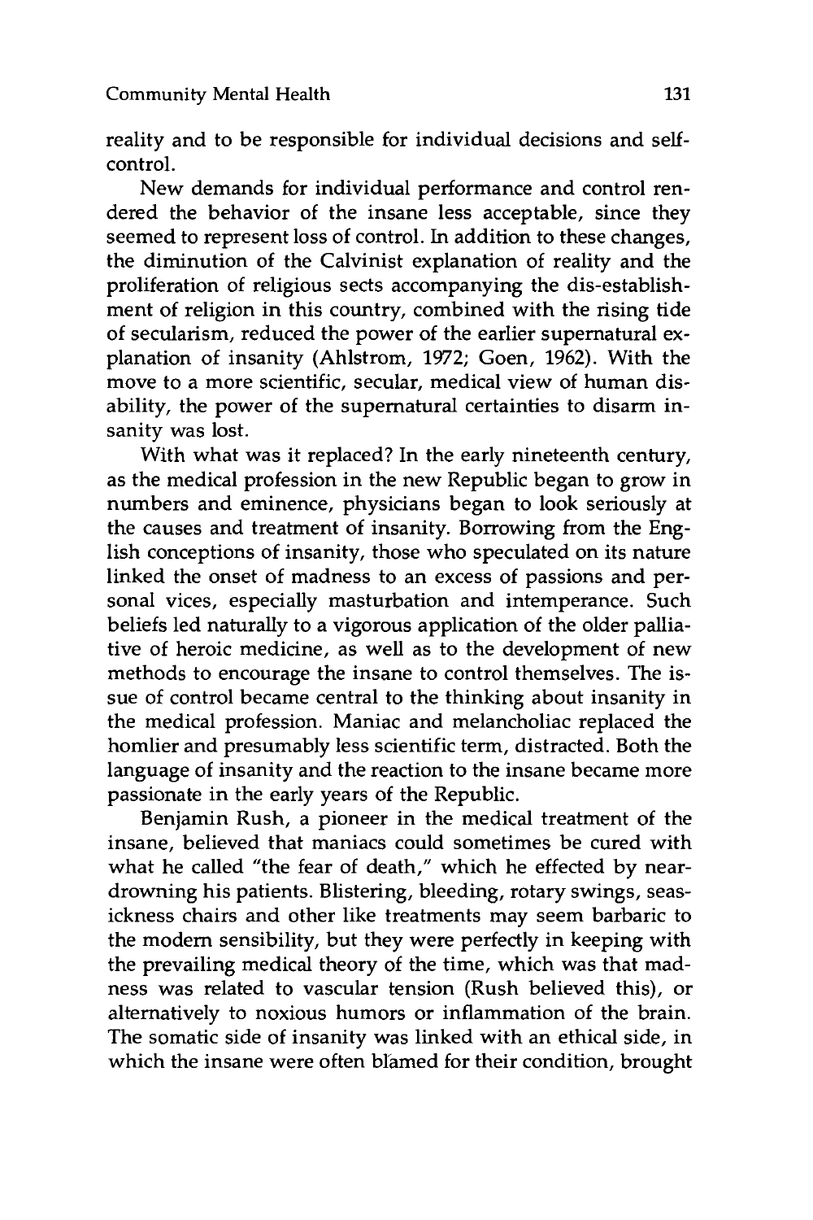reality and to be responsible for individual decisions and self-control.

New demands for individual performance and control rendered the behavior of the insane less acceptable, since they seemed to represent loss of control. In addition to these changes, the diminution of the Calvinist explanation of reality and the proliferation of religious sects accompanying the dis-establishment of religion in this country, combined with the rising tide of secularism, reduced the power of the earlier supernatural explanation of insanity (Ahlstrom, 1972; Goen, 1962). With the move to a more scientific, secular, medical view of human disability, the power of the supernatural certainties to disarm insanity was lost.

With what was it replaced? In the early nineteenth century, as the medical profession in the new Republic began to grow in numbers and eminence, physicians began to look seriously at the causes and treatment of insanity. Borrowing from the English conceptions of insanity, those who speculated on its nature linked the onset of madness to an excess of passions and personal vices, especially masturbation and intemperance. Such beliefs led naturally to a vigorous application of the older palliative of heroic medicine, as well as to the development of new methods to encourage the insane to control themselves. The issue of control became central to the thinking about insanity in the medical profession. Maniac and melancholiac replaced the homlier and presumably less scientific term, distracted. Both the language of insanity and the reaction to the insane became more passionate in the early years of the Republic.

Benjamin Rush, a pioneer in the medical treatment of the insane, believed that maniacs could sometimes be cured with what he called "the fear of death," which he effected by near-drowning his patients. Blistering, bleeding, rotary swings, seasickness chairs and other like treatments may seem barbaric to the modern sensibility, but they were perfectly in keeping with the prevailing medical theory of the time, which was that madness was related to vascular tension (Rush believed this), or alternatively to noxious humors or inflammation of the brain. The somatic side of insanity was linked with an ethical side, in which the insane were often blamed for their condition, brought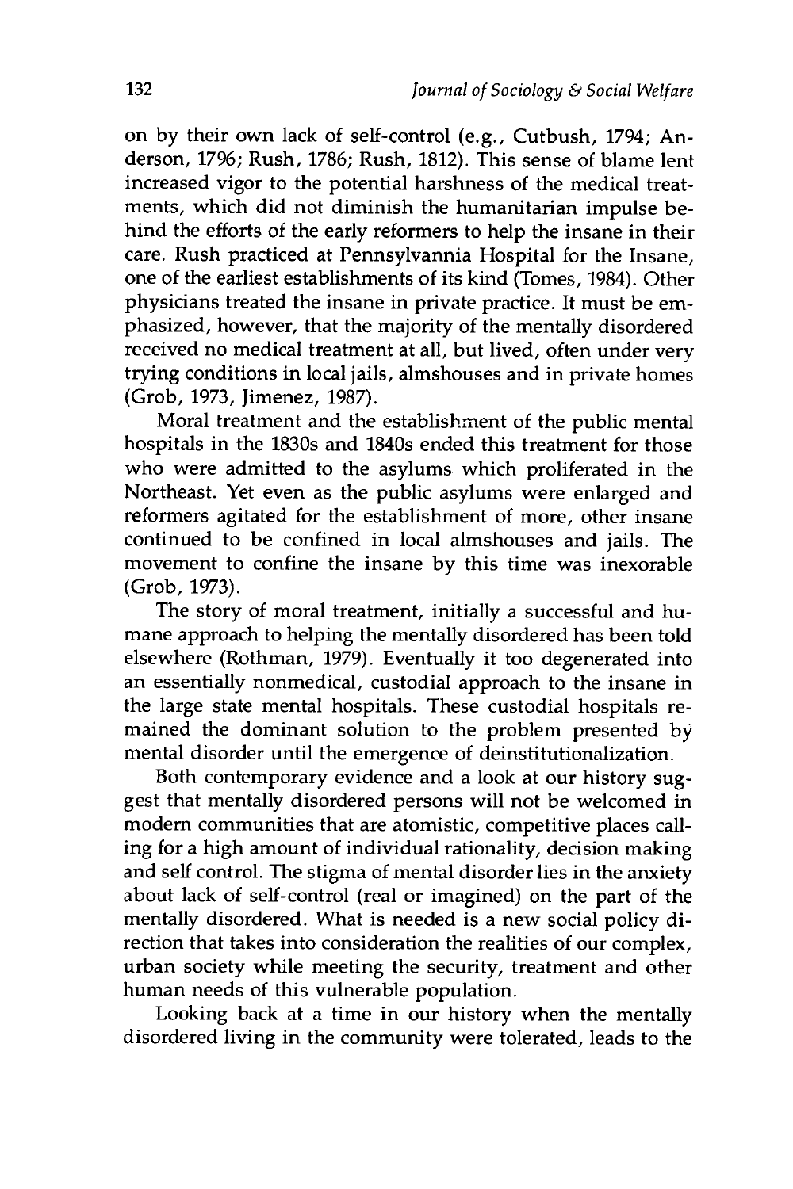on by their own lack of self-control (e.g., Cutbush, 1794; Anderson, 1796; Rush, 1786; Rush, 1812). This sense of blame lent increased vigor to the potential harshness of the medical treatments, which did not diminish the humanitarian impulse behind the efforts of the early reformers to help the insane in their care. Rush practiced at Pennsylvannia Hospital for the Insane, one of the earliest establishments of its kind (Tomes, 1984). Other physicians treated the insane in private practice. It must be emphasized, however, that the majority of the mentally disordered received no medical treatment at all, but lived, often under very trying conditions in local jails, almshouses and in private homes (Grob, 1973, Jimenez, 1987).

Moral treatment and the establishment of the public mental hospitals in the 1830s and 1840s ended this treatment for those who were admitted to the asylums which proliferated in the Northeast. Yet even as the public asylums were enlarged and reformers agitated for the establishment of more, other insane continued to be confined in local almshouses and jails. The movement to confine the insane by this time was inexorable (Grob, 1973).

The story of moral treatment, initially a successful and humane approach to helping the mentally disordered has been told elsewhere (Rothman, 1979). Eventually it too degenerated into an essentially nonmedical, custodial approach to the insane in the large state mental hospitals. These custodial hospitals remained the dominant solution to the problem presented by mental disorder until the emergence of deinstitutionalization.

Both contemporary evidence and a look at our history suggest that mentally disordered persons will not be welcomed in modern communities that are atomistic, competitive places calling for a high amount of individual rationality, decision making and self control. The stigma of mental disorder lies in the anxiety about lack of self-control (real or imagined) on the part of the mentally disordered. What is needed is a new social policy direction that takes into consideration the realities of our complex, urban society while meeting the security, treatment and other human needs of this vulnerable population.

Looking back at a time in our history when the mentally disordered living in the community were tolerated, leads to the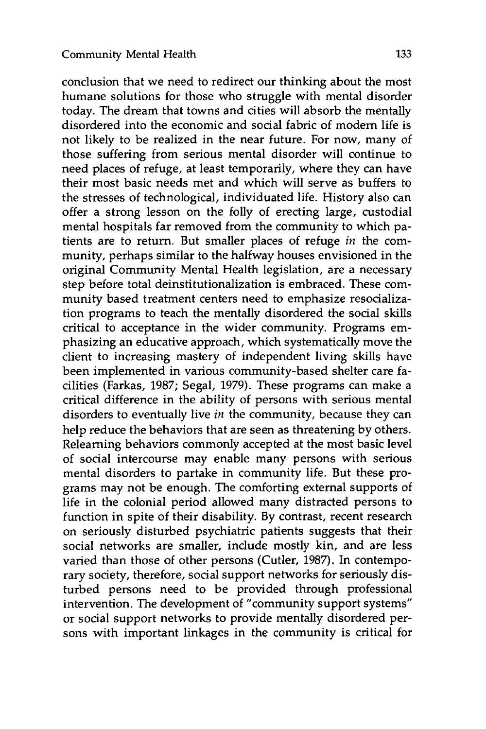conclusion that we need to redirect our thinking about the most humane solutions for those who struggle with mental disorder today. The dream that towns and cities will absorb the mentally disordered into the economic and social fabric of modern life is not likely to be realized in the near future. For now, many of those suffering from serious mental disorder will continue to need places of refuge, at least temporarily, where they can have their most basic needs met and which will serve as buffers to the stresses of technological, individuated life. History also can offer a strong lesson on the folly of erecting large, custodial mental hospitals far removed from the community to which patients are to return. But smaller places of refuge *in* the community, perhaps similar to the halfway houses envisioned in the original Community Mental Health legislation, are a necessary step before total deinstitutionalization is embraced. These community based treatment centers need to emphasize resocialization programs to teach the mentally disordered the social skills critical to acceptance in the wider community. Programs emphasizing an educative approach, which systematically move the client to increasing mastery of independent living skills have been implemented in various community-based shelter care facilities (Farkas, 1987; Segal, 1979). These programs can make a critical difference in the ability of persons with serious mental disorders to eventually live *in* the community, because they can help reduce the behaviors that are seen as threatening by others. Relearning behaviors commonly accepted at the most basic level of social intercourse may enable many persons with serious mental disorders to partake in community life. But these programs may not be enough. The comforting external supports of life in the colonial period allowed many distracted persons to function in spite of their disability. By contrast, recent research on seriously disturbed psychiatric patients suggests that their social networks are smaller, include mostly kin, and are less varied than those of other persons (Cutler, 1987). In contemporary society, therefore, social support networks for seriously disturbed persons need to be provided through professional intervention. The development of "community support systems" or social support networks to provide mentally disordered persons with important linkages in the community is critical for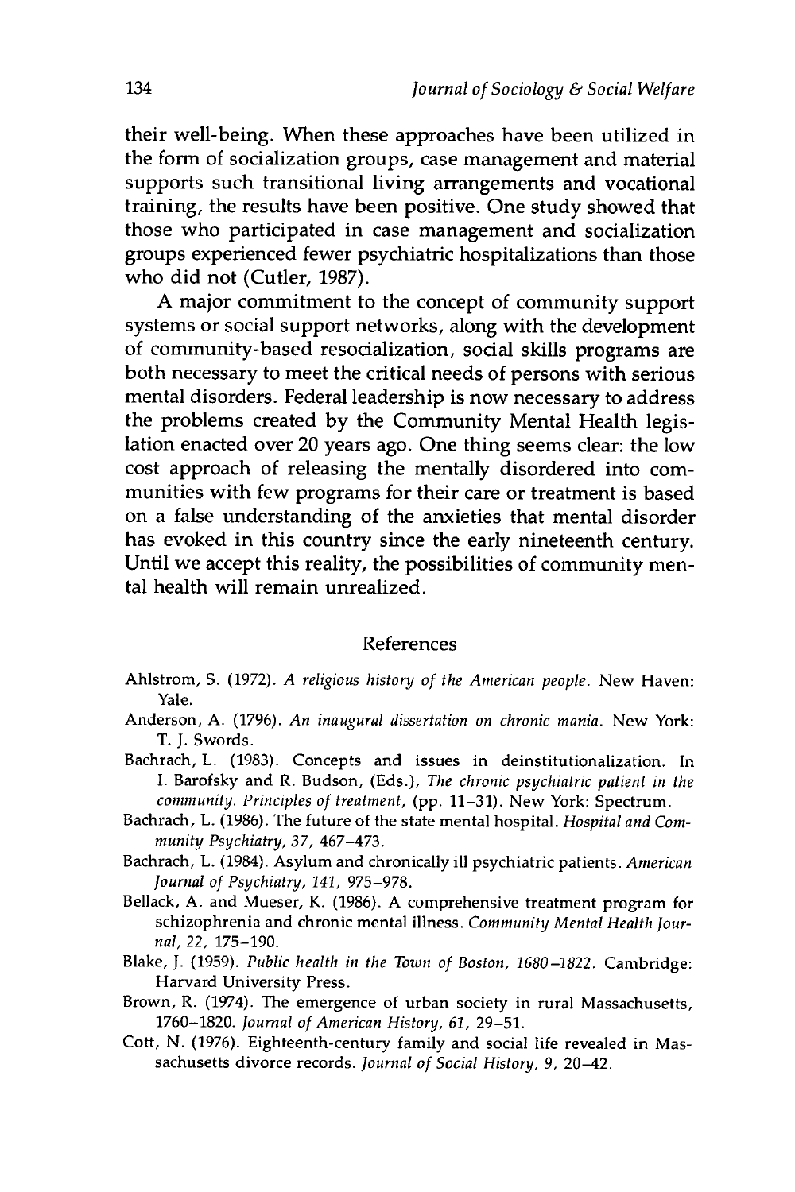their well-being. When these approaches have been utilized in the form of socialization groups, case management and material supports such transitional living arrangements and vocational training, the results have been positive. One study showed that those who participated in case management and socialization groups experienced fewer psychiatric hospitalizations than those who did not (Cutler, 1987).

A major commitment to the concept of community support systems or social support networks, along with the development of community-based resocialization, social skills programs are both necessary to meet the critical needs of persons with serious mental disorders. Federal leadership is now necessary to address the problems created by the Community Mental Health legislation enacted over 20 years ago. One thing seems clear: the low cost approach of releasing the mentally disordered into communities with few programs for their care or treatment is based on a false understanding of the anxieties that mental disorder has evoked in this country since the early nineteenth century. Until we accept this reality, the possibilities of community mental health will remain unrealized.

## References

Ahlstrom, S. (1972). *A religious history of the American people*. New Haven: Yale.

Anderson, A. (1796). *An inaugural dissertation on chronic mania*. New York: T. J. Swords.

Bachrach, L. (1983). Concepts and issues in deinstitutionalization. In I. Barofsky and R. Budson, (Eds.), *The chronic psychiatric patient in the community. Principles of treatment*, (pp. 11–31). New York: Spectrum.

Bachrach, L. (1986). The future of the state mental hospital. *Hospital and Community Psychiatry, 37*, 467–473.

Bachrach, L. (1984). Asylum and chronically ill psychiatric patients. *American Journal of Psychiatry, 141*, 975–978.

Bellack, A. and Mueser, K. (1986). A comprehensive treatment program for schizophrenia and chronic mental illness. *Community Mental Health Journal, 22*, 175–190.

Blake, J. (1959). *Public health in the Town of Boston, 1680–1822*. Cambridge: Harvard University Press.

Brown, R. (1974). The emergence of urban society in rural Massachusetts, 1760–1820. *Journal of American History, 61*, 29–51.

Cott, N. (1976). Eighteenth-century family and social life revealed in Massachusetts divorce records. *Journal of Social History, 9*, 20–42.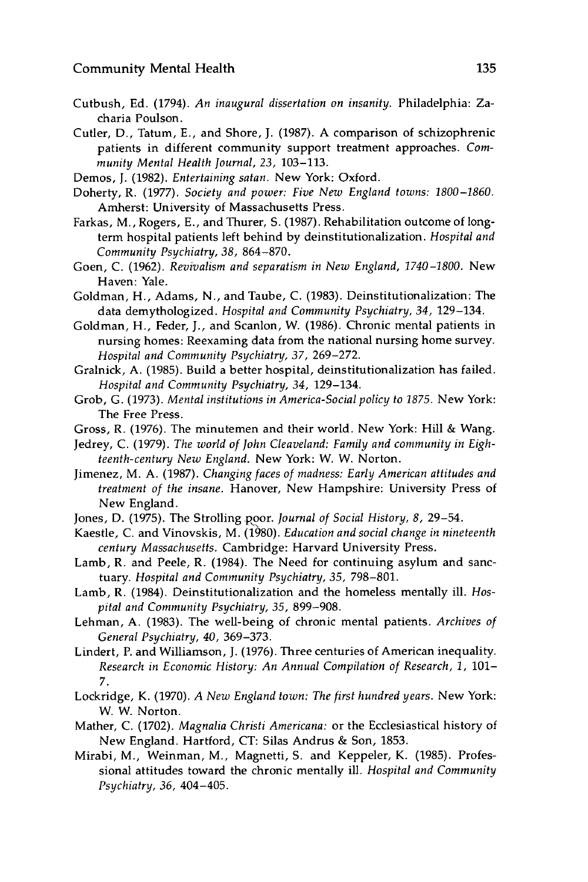Cutbush, Ed. (1794). *An inaugural dissertation on insanity.* Philadelphia: Zacharia Poulson.

Cutler, D., Tatum, E., and Shore, J. (1987). A comparison of schizophrenic patients in different community support treatment approaches. *Community Mental Health Journal, 23,* 103–113.

Demos, J. (1982). *Entertaining satan.* New York: Oxford.

Doherty, R. (1977). *Society and power: Five New England towns: 1800–1860.* Amherst: University of Massachusetts Press.

Farkas, M., Rogers, E., and Thurer, S. (1987). Rehabilitation outcome of long-term hospital patients left behind by deinstitutionalization. *Hospital and Community Psychiatry, 38,* 864–870.

Goen, C. (1962). *Revivalism and separatism in New England, 1740–1800.* New Haven: Yale.

Goldman, H., Adams, N., and Taube, C. (1983). Deinstitutionalization: The data demythologized. *Hospital and Community Psychiatry, 34,* 129–134.

Goldman, H., Feder, J., and Scanlon, W. (1986). Chronic mental patients in nursing homes: Reexaming data from the national nursing home survey. *Hospital and Community Psychiatry, 37,* 269–272.

Gralnick, A. (1985). Build a better hospital, deinstitutionalization has failed. *Hospital and Community Psychiatry, 34,* 129–134.

Grob, G. (1973). *Mental institutions in America-Social policy to 1875.* New York: The Free Press.

Gross, R. (1976). The minutemen and their world. New York: Hill & Wang.

Jedrey, C. (1979). *The world of John Cleaveland: Family and community in Eighteenth-century New England.* New York: W. W. Norton.

Jimenez, M. A. (1987). *Changing faces of madness: Early American attitudes and treatment of the insane.* Hanover, New Hampshire: University Press of New England.

Jones, D. (1975). The Strolling poor. *Journal of Social History, 8,* 29–54.

Kaestle, C. and Vinovskis, M. (1980). *Education and social change in nineteenth century Massachusetts.* Cambridge: Harvard University Press.

Lamb, R. and Peele, R. (1984). The Need for continuing asylum and sanctuary. *Hospital and Community Psychiatry, 35,* 798–801.

Lamb, R. (1984). Deinstitutionalization and the homeless mentally ill. *Hospital and Community Psychiatry, 35,* 899–908.

Lehman, A. (1983). The well-being of chronic mental patients. *Archives of General Psychiatry, 40,* 369–373.

Lindert, P. and Williamson, J. (1976). Three centuries of American inequality. *Research in Economic History: An Annual Compilation of Research, 1,* 101–7.

Lockridge, K. (1970). *A New England town: The first hundred years.* New York: W. W. Norton.

Mather, C. (1702). *Magnalia Christi Americana:* or the Ecclesiastical history of New England. Hartford, CT: Silas Andrus & Son, 1853.

Mirabi, M., Weinman, M., Magnetti, S. and Keppeler, K. (1985). Professional attitudes toward the chronic mentally ill. *Hospital and Community Psychiatry, 36,* 404–405.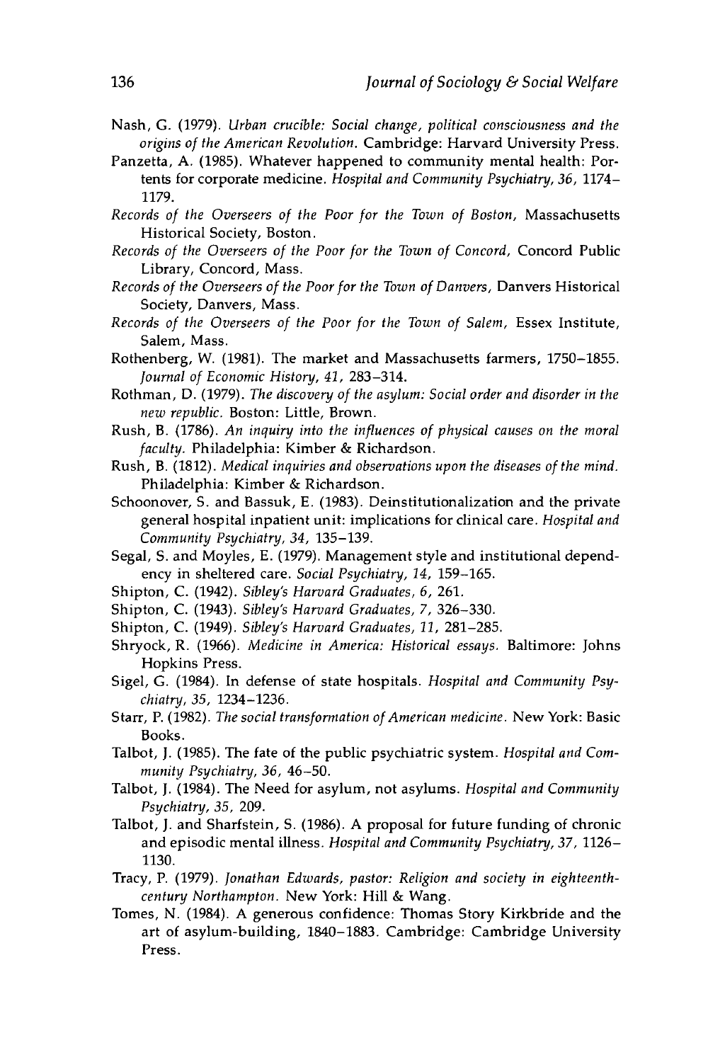Nash, G. (1979). *Urban crucible: Social change, political consciousness and the origins of the American Revolution*. Cambridge: Harvard University Press.

Panzetta, A. (1985). Whatever happened to community mental health: Portents for corporate medicine. *Hospital and Community Psychiatry, 36*, 1174–1179.

*Records of the Overseers of the Poor for the Town of Boston*, Massachusetts Historical Society, Boston.

*Records of the Overseers of the Poor for the Town of Concord*, Concord Public Library, Concord, Mass.

*Records of the Overseers of the Poor for the Town of Danvers*, Danvers Historical Society, Danvers, Mass.

*Records of the Overseers of the Poor for the Town of Salem*, Essex Institute, Salem, Mass.

Rothenberg, W. (1981). The market and Massachusetts farmers, 1750–1855. *Journal of Economic History, 41*, 283–314.

Rothman, D. (1979). *The discovery of the asylum: Social order and disorder in the new republic*. Boston: Little, Brown.

Rush, B. (1786). *An inquiry into the influences of physical causes on the moral faculty*. Philadelphia: Kimber & Richardson.

Rush, B. (1812). *Medical inquiries and observations upon the diseases of the mind*. Philadelphia: Kimber & Richardson.

Schoonover, S. and Bassuk, E. (1983). Deinstitutionalization and the private general hospital inpatient unit: implications for clinical care. *Hospital and Community Psychiatry, 34*, 135–139.

Segal, S. and Moyles, E. (1979). Management style and institutional dependency in sheltered care. *Social Psychiatry, 14*, 159–165.

Shipton, C. (1942). *Sibley's Harvard Graduates, 6*, 261.

Shipton, C. (1943). *Sibley's Harvard Graduates, 7*, 326–330.

Shipton, C. (1949). *Sibley's Harvard Graduates, 11*, 281–285.

Shryock, R. (1966). *Medicine in America: Historical essays*. Baltimore: Johns Hopkins Press.

Sigel, G. (1984). In defense of state hospitals. *Hospital and Community Psychiatry, 35*, 1234–1236.

Starr, P. (1982). *The social transformation of American medicine*. New York: Basic Books.

Talbot, J. (1985). The fate of the public psychiatric system. *Hospital and Community Psychiatry, 36*, 46–50.

Talbot, J. (1984). The Need for asylum, not asylums. *Hospital and Community Psychiatry, 35*, 209.

Talbot, J. and Sharfstein, S. (1986). A proposal for future funding of chronic and episodic mental illness. *Hospital and Community Psychiatry, 37*, 1126–1130.

Tracy, P. (1979). *Jonathan Edwards, pastor: Religion and society in eighteenth-century Northampton*. New York: Hill & Wang.

Tomes, N. (1984). A generous confidence: Thomas Story Kirkbride and the art of asylum-building, 1840–1883. Cambridge: Cambridge University Press.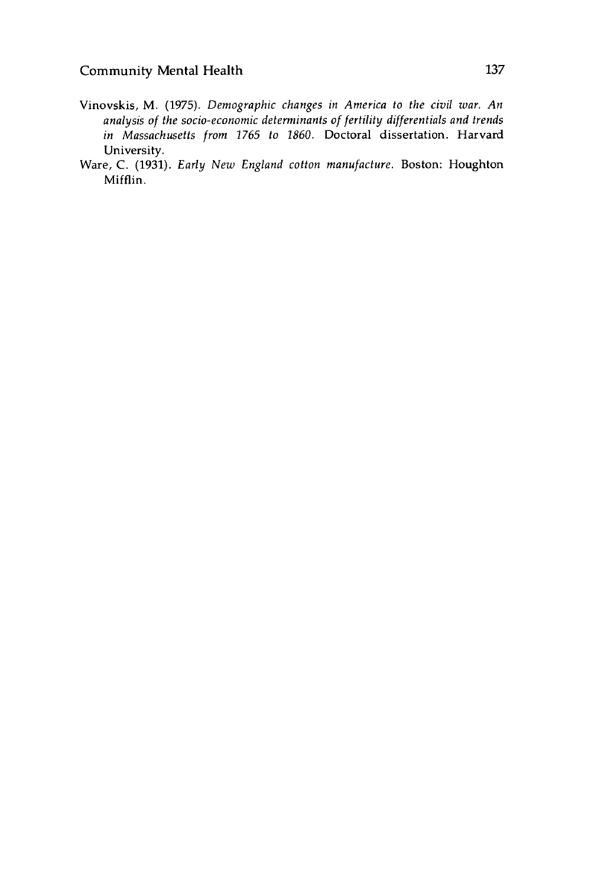Vinovskis, M. (1975). *Demographic changes in America to the civil war. An analysis of the socio-economic determinants of fertility differentials and trends in Massachusetts from 1765 to 1860.* Doctoral dissertation. Harvard University.

Ware, C. (1931). *Early New England cotton manufacture.* Boston: Houghton Mifflin.